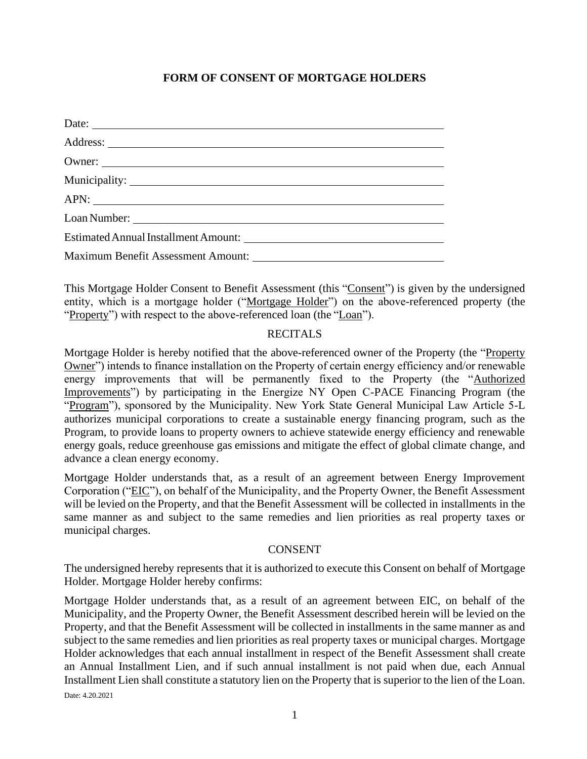# FORM OF CONSENT OF MORTGAGE HOLDERS

Date: \_\_\_\_\_\_\_\_\_\_\_\_\_\_\_\_\_\_\_\_\_\_\_\_\_\_\_\_\_\_\_\_\_\_\_\_\_\_\_\_

Address: \_\_\_\_\_\_\_\_\_\_\_\_\_\_\_\_\_\_\_\_\_\_\_\_\_\_\_\_\_\_\_\_\_\_\_\_\_\_

Owner: \_\_\_\_\_\_\_\_\_\_\_\_\_\_\_\_\_\_\_\_\_\_\_\_\_\_\_\_\_\_\_\_\_\_\_\_\_\_\_

Municipality: \_\_\_\_\_\_\_\_\_\_\_\_\_\_\_\_\_\_\_\_\_\_\_\_\_\_\_\_\_\_\_\_\_\_

APN: \_\_\_\_\_\_\_\_\_\_\_\_\_\_\_\_\_\_\_\_\_\_\_\_\_\_\_\_\_\_\_\_\_\_\_\_\_\_\_\_\_

Loan Number: \_\_\_\_\_\_\_\_\_\_\_\_\_\_\_\_\_\_\_\_\_\_\_\_\_\_\_\_\_\_\_\_\_\_

Estimated Annual Installment Amount: \_\_\_\_\_\_\_\_\_\_\_\_\_\_\_\_\_\_\_\_

Maximum Benefit Assessment Amount: \_\_\_\_\_\_\_\_\_\_\_\_\_\_\_\_\_\_\_\_

This Mortgage Holder Consent to Benefit Assessment (this "Consent") is given by the undersigned entity, which is a mortgage holder ("Mortgage Holder") on the above-referenced property (the "Property") with respect to the above-referenced loan (the "Loan").

## RECITALS

Mortgage Holder is hereby notified that the above-referenced owner of the Property (the "Property Owner") intends to finance installation on the Property of certain energy efficiency and/or renewable energy improvements that will be permanently fixed to the Property (the "Authorized Improvements") by participating in the Energize NY Open C-PACE Financing Program (the "Program"), sponsored by the Municipality. New York State General Municipal Law Article 5-L authorizes municipal corporations to create a sustainable energy financing program, such as the Program, to provide loans to property owners to achieve statewide energy efficiency and renewable energy goals, reduce greenhouse gas emissions and mitigate the effect of global climate change, and advance a clean energy economy.

Mortgage Holder understands that, as a result of an agreement between Energy Improvement Corporation ("EIC"), on behalf of the Municipality, and the Property Owner, the Benefit Assessment will be levied on the Property, and that the Benefit Assessment will be collected in installments in the same manner as and subject to the same remedies and lien priorities as real property taxes or municipal charges.

## CONSENT

The undersigned hereby represents that it is authorized to execute this Consent on behalf of Mortgage Holder. Mortgage Holder hereby confirms:

Mortgage Holder understands that, as a result of an agreement between EIC, on behalf of the Municipality, and the Property Owner, the Benefit Assessment described herein will be levied on the Property, and that the Benefit Assessment will be collected in installments in the same manner as and subject to the same remedies and lien priorities as real property taxes or municipal charges. Mortgage Holder acknowledges that each annual installment in respect of the Benefit Assessment shall create an Annual Installment Lien, and if such annual installment is not paid when due, each Annual Installment Lien shall constitute a statutory lien on the Property that is superior to the lien of the Loan.

Date: 4.20.2021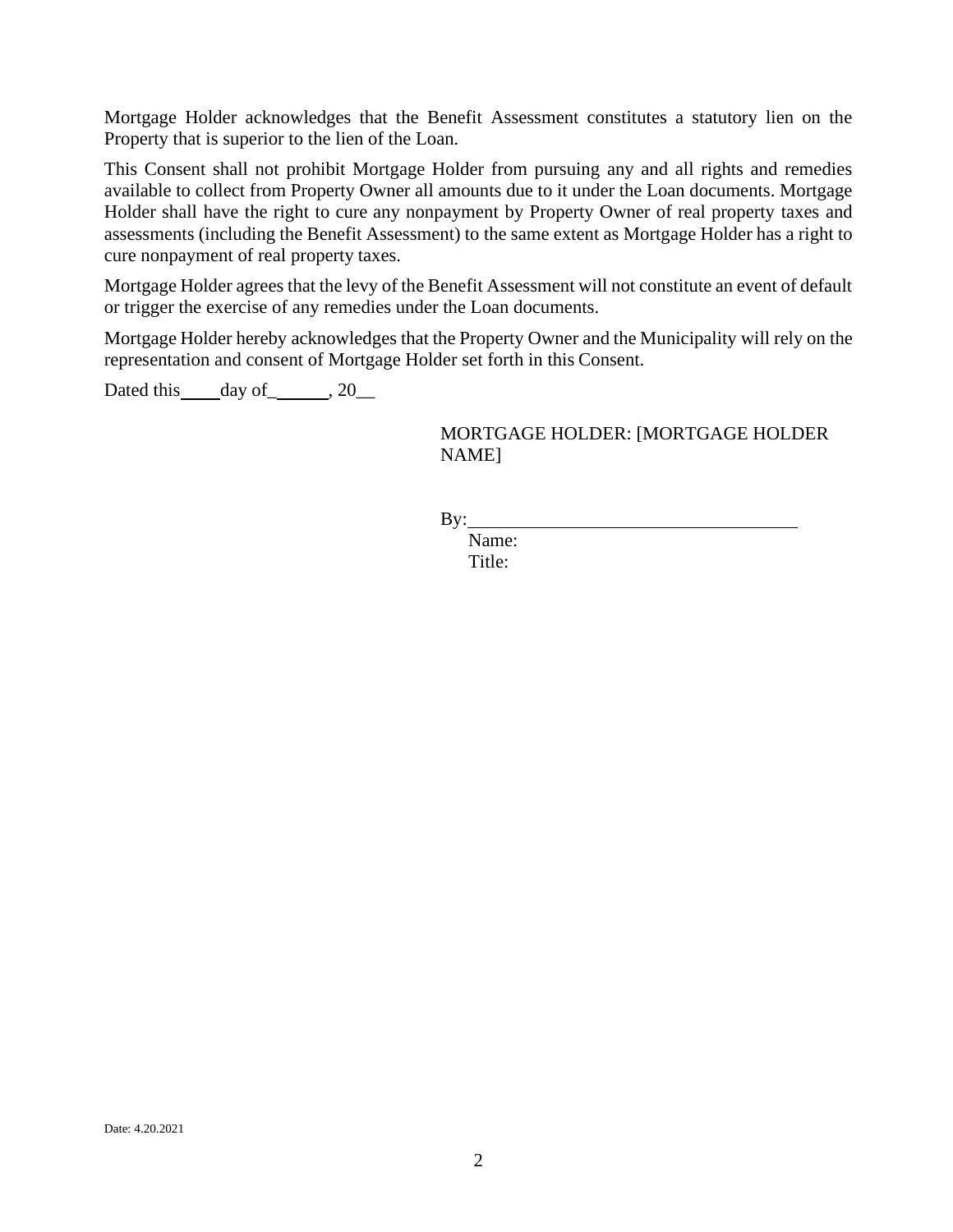Mortgage Holder acknowledges that the Benefit Assessment constitutes a statutory lien on the Property that is superior to the lien of the Loan.

This Consent shall not prohibit Mortgage Holder from pursuing any and all rights and remedies available to collect from Property Owner all amounts due to it under the Loan documents. Mortgage Holder shall have the right to cure any nonpayment by Property Owner of real property taxes and assessments (including the Benefit Assessment) to the same extent as Mortgage Holder has a right to cure nonpayment of real property taxes.

Mortgage Holder agrees that the levy of the Benefit Assessment will not constitute an event of default or trigger the exercise of any remedies under the Loan documents.

Mortgage Holder hereby acknowledges that the Property Owner and the Municipality will rely on the representation and consent of Mortgage Holder set forth in this Consent.

Dated this ____ day of ______, 20__

MORTGAGE HOLDER: [MORTGAGE HOLDER NAME]

By: ____________________________________

Name:

Title:

Date: 4.20.2021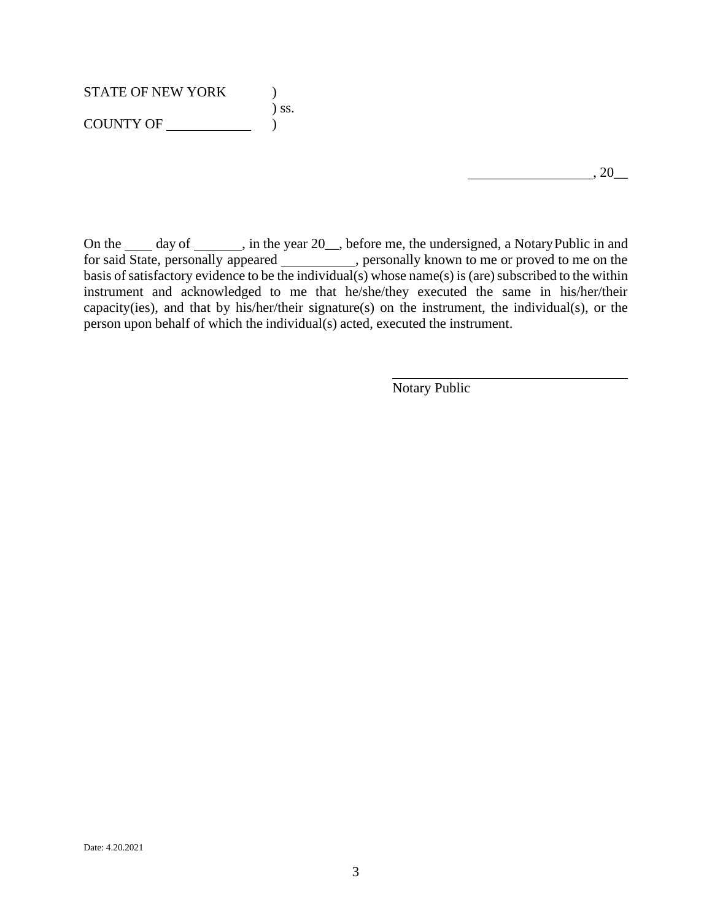STATE OF NEW YORK )
) ss.
COUNTY OF ____________ )

__________________, 20__

On the ____ day of _______, in the year 20__, before me, the undersigned, a Notary Public in and for said State, personally appeared __________, personally known to me or proved to me on the basis of satisfactory evidence to be the individual(s) whose name(s) is (are) subscribed to the within instrument and acknowledged to me that he/she/they executed the same in his/her/their capacity(ies), and that by his/her/their signature(s) on the instrument, the individual(s), or the person upon behalf of which the individual(s) acted, executed the instrument.

____________________________________
Notary Public

Date: 4.20.2021